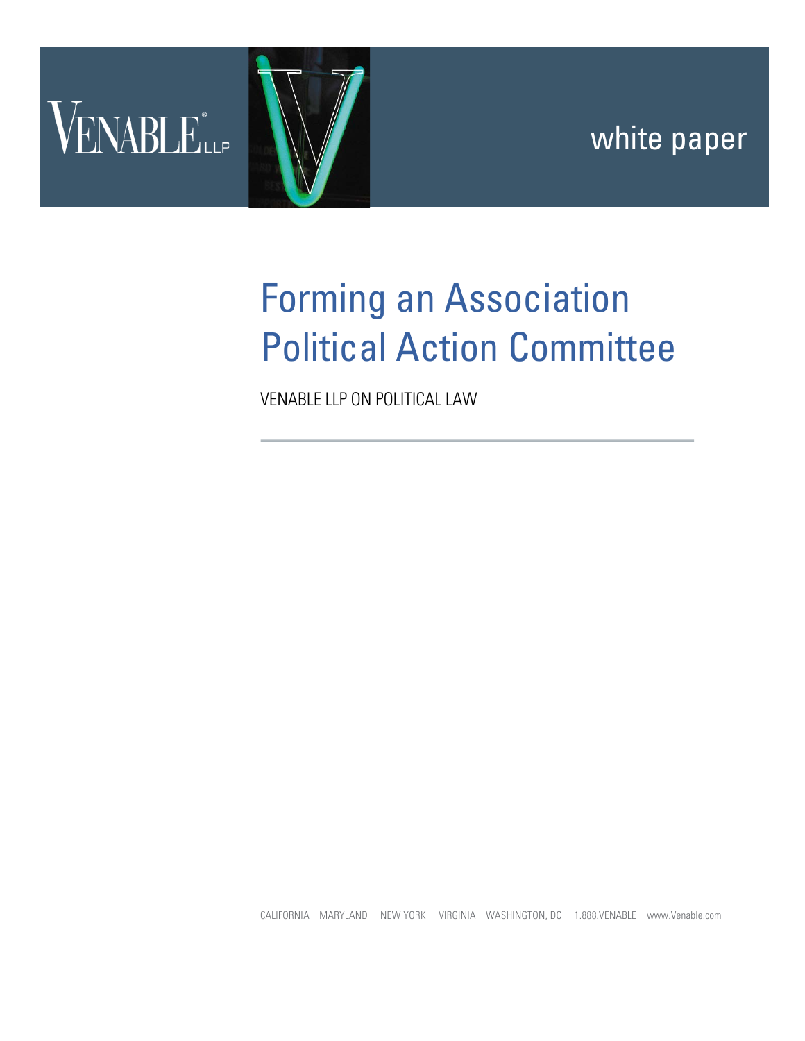VENABLE LLP

white paper

# Forming an Association Political Action Committee

VENABLE LLP ON POLITICAL LAW

---

CALIFORNIA MARYLAND NEW YORK VIRGINIA WASHINGTON, DC 1.888.VENABLE www.Venable.com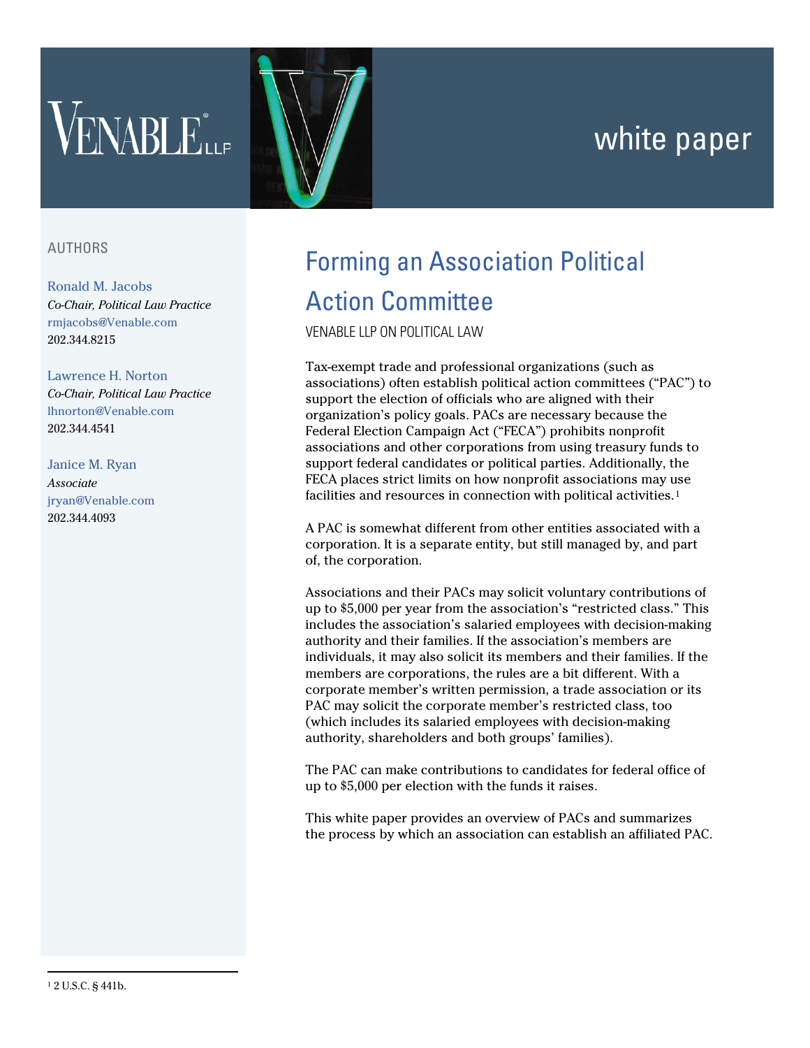VENABLE LLP

white paper

AUTHORS

Ronald M. Jacobs
*Co-Chair, Political Law Practice*
rmjacobs@Venable.com
202.344.8215

Lawrence H. Norton
*Co-Chair, Political Law Practice*
lhnorton@Venable.com
202.344.4541

Janice M. Ryan
*Associate*
jryan@Venable.com
202.344.4093

# Forming an Association Political Action Committee

VENABLE LLP ON POLITICAL LAW

Tax-exempt trade and professional organizations (such as associations) often establish political action committees ("PAC") to support the election of officials who are aligned with their organization's policy goals. PACs are necessary because the Federal Election Campaign Act ("FECA") prohibits nonprofit associations and other corporations from using treasury funds to support federal candidates or political parties. Additionally, the FECA places strict limits on how nonprofit associations may use facilities and resources in connection with political activities.[1]

A PAC is somewhat different from other entities associated with a corporation. It is a separate entity, but still managed by, and part of, the corporation.

Associations and their PACs may solicit voluntary contributions of up to $5,000 per year from the association's "restricted class." This includes the association's salaried employees with decision-making authority and their families. If the association's members are individuals, it may also solicit its members and their families. If the members are corporations, the rules are a bit different. With a corporate member's written permission, a trade association or its PAC may solicit the corporate member's restricted class, too (which includes its salaried employees with decision-making authority, shareholders and both groups' families).

The PAC can make contributions to candidates for federal office of up to $5,000 per election with the funds it raises.

This white paper provides an overview of PACs and summarizes the process by which an association can establish an affiliated PAC.

[1] 2 U.S.C. § 441b.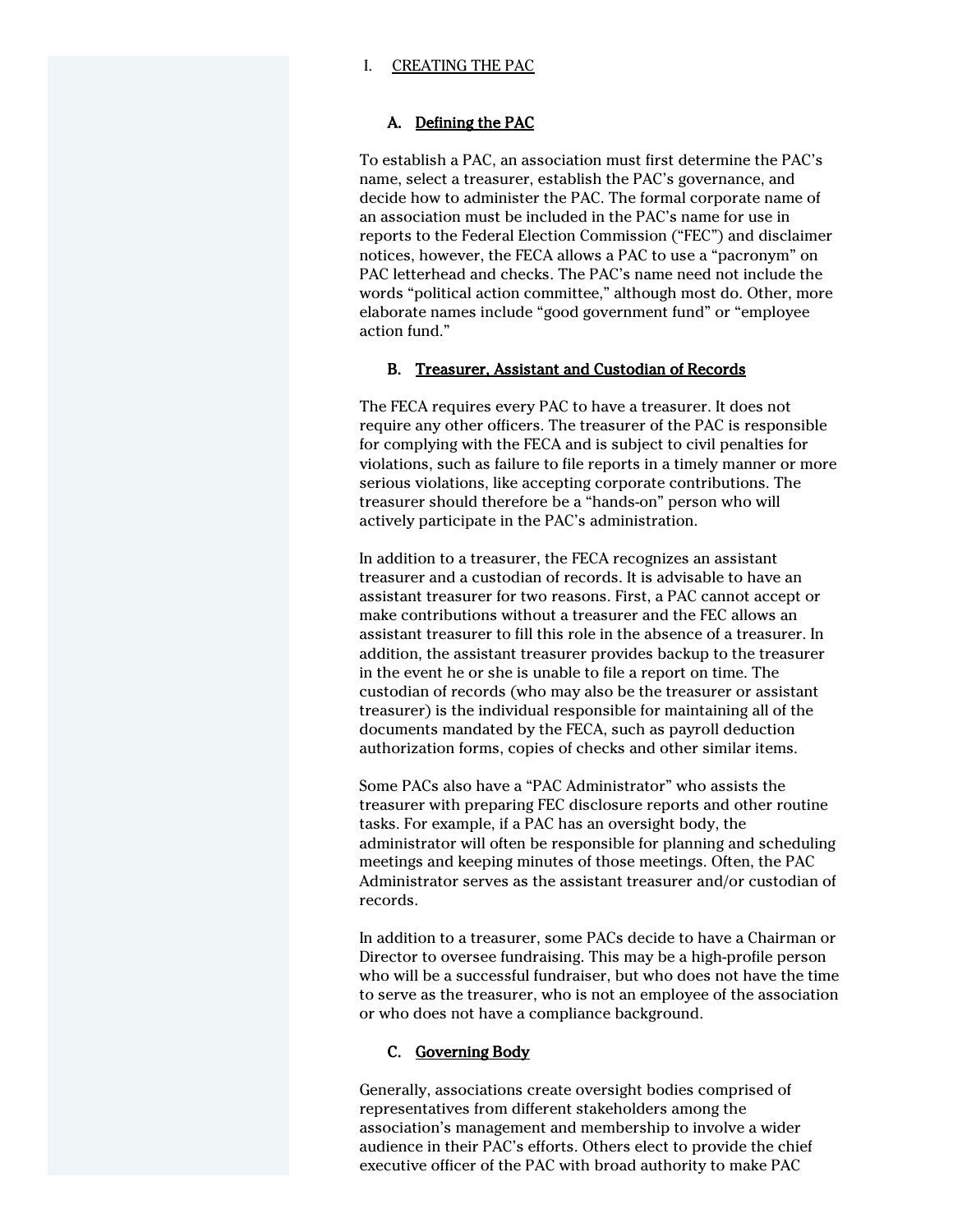# I. CREATING THE PAC

## A. Defining the PAC

To establish a PAC, an association must first determine the PAC's name, select a treasurer, establish the PAC's governance, and decide how to administer the PAC. The formal corporate name of an association must be included in the PAC's name for use in reports to the Federal Election Commission ("FEC") and disclaimer notices, however, the FECA allows a PAC to use a "pacronym" on PAC letterhead and checks. The PAC's name need not include the words "political action committee," although most do. Other, more elaborate names include "good government fund" or "employee action fund."

## B. Treasurer, Assistant and Custodian of Records

The FECA requires every PAC to have a treasurer. It does not require any other officers. The treasurer of the PAC is responsible for complying with the FECA and is subject to civil penalties for violations, such as failure to file reports in a timely manner or more serious violations, like accepting corporate contributions. The treasurer should therefore be a "hands-on" person who will actively participate in the PAC's administration.

In addition to a treasurer, the FECA recognizes an assistant treasurer and a custodian of records. It is advisable to have an assistant treasurer for two reasons. First, a PAC cannot accept or make contributions without a treasurer and the FEC allows an assistant treasurer to fill this role in the absence of a treasurer. In addition, the assistant treasurer provides backup to the treasurer in the event he or she is unable to file a report on time. The custodian of records (who may also be the treasurer or assistant treasurer) is the individual responsible for maintaining all of the documents mandated by the FECA, such as payroll deduction authorization forms, copies of checks and other similar items.

Some PACs also have a "PAC Administrator" who assists the treasurer with preparing FEC disclosure reports and other routine tasks. For example, if a PAC has an oversight body, the administrator will often be responsible for planning and scheduling meetings and keeping minutes of those meetings. Often, the PAC Administrator serves as the assistant treasurer and/or custodian of records.

In addition to a treasurer, some PACs decide to have a Chairman or Director to oversee fundraising. This may be a high-profile person who will be a successful fundraiser, but who does not have the time to serve as the treasurer, who is not an employee of the association or who does not have a compliance background.

## C. Governing Body

Generally, associations create oversight bodies comprised of representatives from different stakeholders among the association's management and membership to involve a wider audience in their PAC's efforts. Others elect to provide the chief executive officer of the PAC with broad authority to make PAC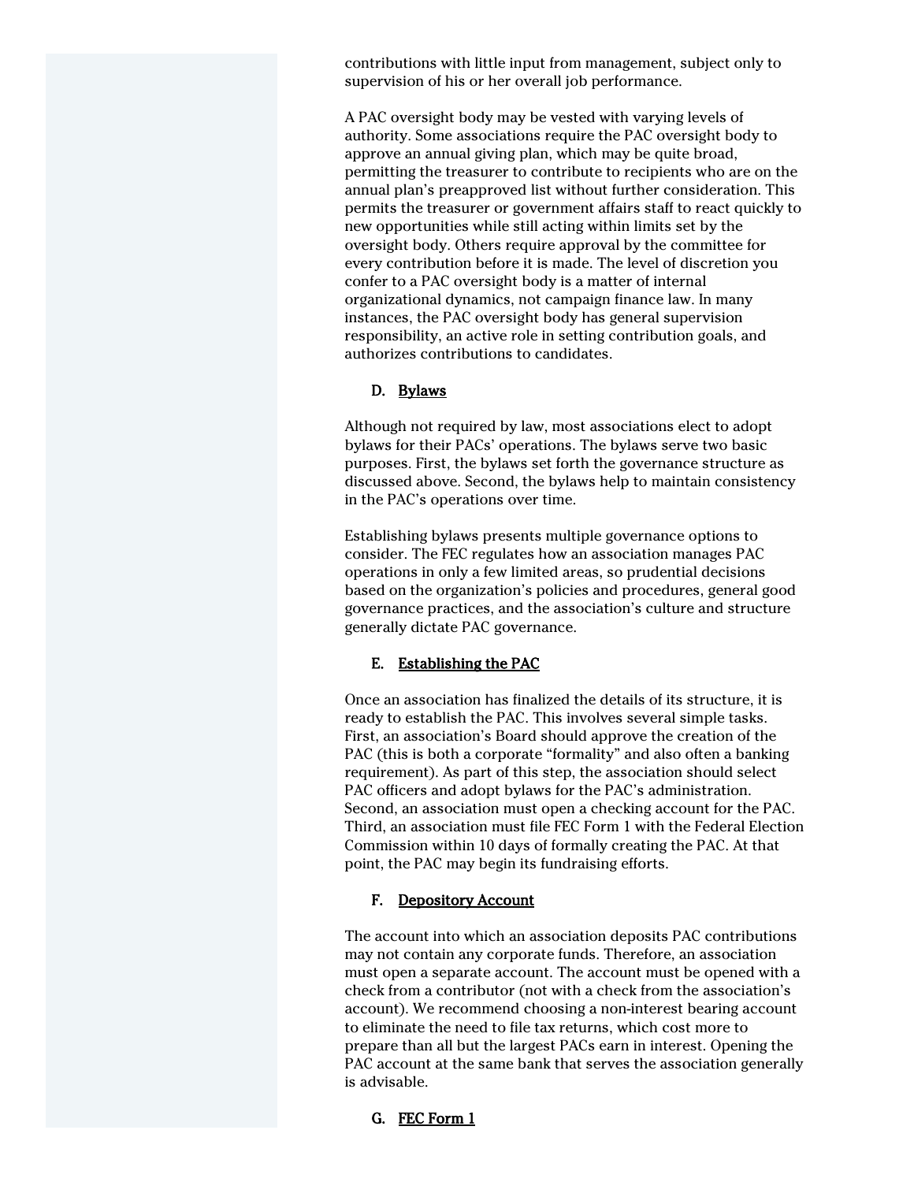contributions with little input from management, subject only to supervision of his or her overall job performance.

A PAC oversight body may be vested with varying levels of authority. Some associations require the PAC oversight body to approve an annual giving plan, which may be quite broad, permitting the treasurer to contribute to recipients who are on the annual plan's preapproved list without further consideration. This permits the treasurer or government affairs staff to react quickly to new opportunities while still acting within limits set by the oversight body. Others require approval by the committee for every contribution before it is made. The level of discretion you confer to a PAC oversight body is a matter of internal organizational dynamics, not campaign finance law. In many instances, the PAC oversight body has general supervision responsibility, an active role in setting contribution goals, and authorizes contributions to candidates.

### D. Bylaws

Although not required by law, most associations elect to adopt bylaws for their PACs' operations. The bylaws serve two basic purposes. First, the bylaws set forth the governance structure as discussed above. Second, the bylaws help to maintain consistency in the PAC's operations over time.

Establishing bylaws presents multiple governance options to consider. The FEC regulates how an association manages PAC operations in only a few limited areas, so prudential decisions based on the organization's policies and procedures, general good governance practices, and the association's culture and structure generally dictate PAC governance.

### E. Establishing the PAC

Once an association has finalized the details of its structure, it is ready to establish the PAC. This involves several simple tasks. First, an association's Board should approve the creation of the PAC (this is both a corporate "formality" and also often a banking requirement). As part of this step, the association should select PAC officers and adopt bylaws for the PAC's administration. Second, an association must open a checking account for the PAC. Third, an association must file FEC Form 1 with the Federal Election Commission within 10 days of formally creating the PAC. At that point, the PAC may begin its fundraising efforts.

### F. Depository Account

The account into which an association deposits PAC contributions may not contain any corporate funds. Therefore, an association must open a separate account. The account must be opened with a check from a contributor (not with a check from the association's account). We recommend choosing a non-interest bearing account to eliminate the need to file tax returns, which cost more to prepare than all but the largest PACs earn in interest. Opening the PAC account at the same bank that serves the association generally is advisable.

### G. FEC Form 1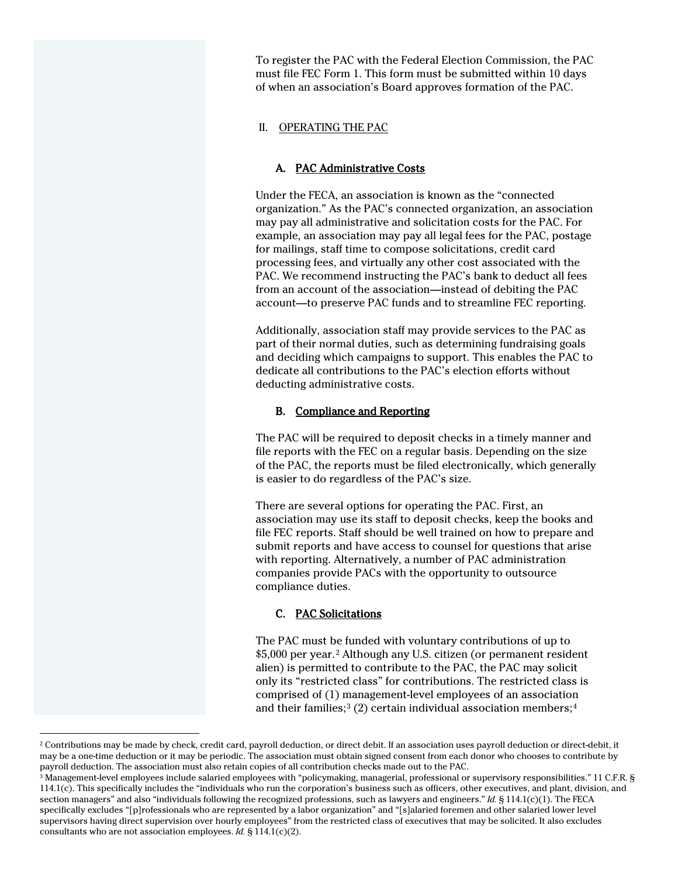To register the PAC with the Federal Election Commission, the PAC must file FEC Form 1. This form must be submitted within 10 days of when an association's Board approves formation of the PAC.

## II. OPERATING THE PAC

### A. PAC Administrative Costs

Under the FECA, an association is known as the "connected organization." As the PAC's connected organization, an association may pay all administrative and solicitation costs for the PAC. For example, an association may pay all legal fees for the PAC, postage for mailings, staff time to compose solicitations, credit card processing fees, and virtually any other cost associated with the PAC. We recommend instructing the PAC's bank to deduct all fees from an account of the association—instead of debiting the PAC account—to preserve PAC funds and to streamline FEC reporting.

Additionally, association staff may provide services to the PAC as part of their normal duties, such as determining fundraising goals and deciding which campaigns to support. This enables the PAC to dedicate all contributions to the PAC's election efforts without deducting administrative costs.

### B. Compliance and Reporting

The PAC will be required to deposit checks in a timely manner and file reports with the FEC on a regular basis. Depending on the size of the PAC, the reports must be filed electronically, which generally is easier to do regardless of the PAC's size.

There are several options for operating the PAC. First, an association may use its staff to deposit checks, keep the books and file FEC reports. Staff should be well trained on how to prepare and submit reports and have access to counsel for questions that arise with reporting. Alternatively, a number of PAC administration companies provide PACs with the opportunity to outsource compliance duties.

### C. PAC Solicitations

The PAC must be funded with voluntary contributions of up to \$5,000 per year.[2] Although any U.S. citizen (or permanent resident alien) is permitted to contribute to the PAC, the PAC may solicit only its "restricted class" for contributions. The restricted class is comprised of (1) management-level employees of an association and their families;[3] (2) certain individual association members;[4]

---

[2] Contributions may be made by check, credit card, payroll deduction, or direct debit. If an association uses payroll deduction or direct-debit, it may be a one-time deduction or it may be periodic. The association must obtain signed consent from each donor who chooses to contribute by payroll deduction. The association must also retain copies of all contribution checks made out to the PAC.

[3] Management-level employees include salaried employees with "policymaking, managerial, professional or supervisory responsibilities." 11 C.F.R. § 114.1(c). This specifically includes the "individuals who run the corporation's business such as officers, other executives, and plant, division, and section managers" and also "individuals following the recognized professions, such as lawyers and engineers." *Id.* § 114.1(c)(1). The FECA specifically excludes "[p]rofessionals who are represented by a labor organization" and "[s]alaried foremen and other salaried lower level supervisors having direct supervision over hourly employees" from the restricted class of executives that may be solicited. It also excludes consultants who are not association employees. *Id.* § 114.1(c)(2).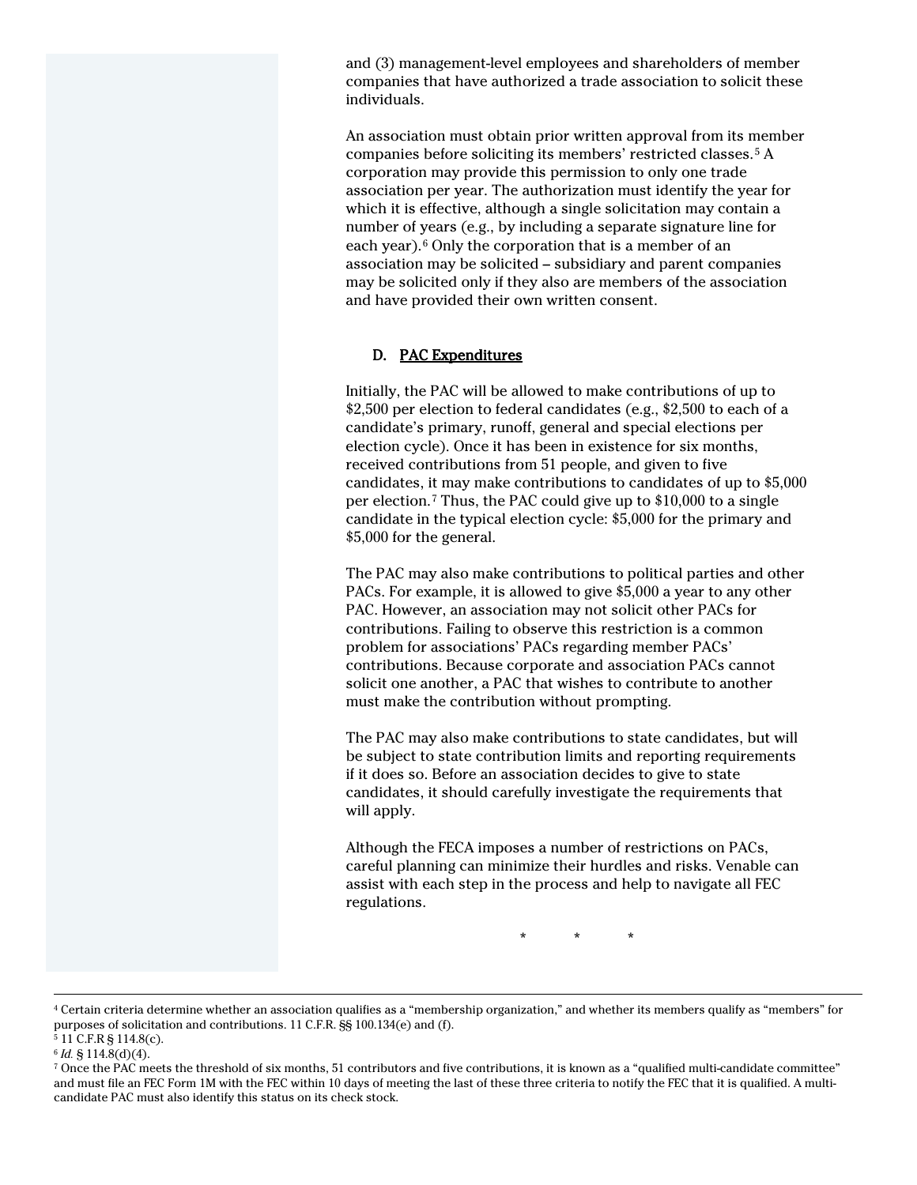and (3) management-level employees and shareholders of member companies that have authorized a trade association to solicit these individuals.

An association must obtain prior written approval from its member companies before soliciting its members' restricted classes.[5] A corporation may provide this permission to only one trade association per year. The authorization must identify the year for which it is effective, although a single solicitation may contain a number of years (e.g., by including a separate signature line for each year).[6] Only the corporation that is a member of an association may be solicited – subsidiary and parent companies may be solicited only if they also are members of the association and have provided their own written consent.

### D. PAC Expenditures

Initially, the PAC will be allowed to make contributions of up to $2,500 per election to federal candidates (e.g., $2,500 to each of a candidate's primary, runoff, general and special elections per election cycle). Once it has been in existence for six months, received contributions from 51 people, and given to five candidates, it may make contributions to candidates of up to $5,000 per election.[7] Thus, the PAC could give up to $10,000 to a single candidate in the typical election cycle: $5,000 for the primary and $5,000 for the general.

The PAC may also make contributions to political parties and other PACs. For example, it is allowed to give $5,000 a year to any other PAC. However, an association may not solicit other PACs for contributions. Failing to observe this restriction is a common problem for associations' PACs regarding member PACs' contributions. Because corporate and association PACs cannot solicit one another, a PAC that wishes to contribute to another must make the contribution without prompting.

The PAC may also make contributions to state candidates, but will be subject to state contribution limits and reporting requirements if it does so. Before an association decides to give to state candidates, it should carefully investigate the requirements that will apply.

Although the FECA imposes a number of restrictions on PACs, careful planning can minimize their hurdles and risks. Venable can assist with each step in the process and help to navigate all FEC regulations.

\* \* \*

---

[4] Certain criteria determine whether an association qualifies as a "membership organization," and whether its members qualify as "members" for purposes of solicitation and contributions. 11 C.F.R. §§ 100.134(e) and (f).

[5] 11 C.F.R § 114.8(c).

[6] *Id.* § 114.8(d)(4).

[7] Once the PAC meets the threshold of six months, 51 contributors and five contributions, it is known as a "qualified multi-candidate committee" and must file an FEC Form 1M with the FEC within 10 days of meeting the last of these three criteria to notify the FEC that it is qualified. A multi-candidate PAC must also identify this status on its check stock.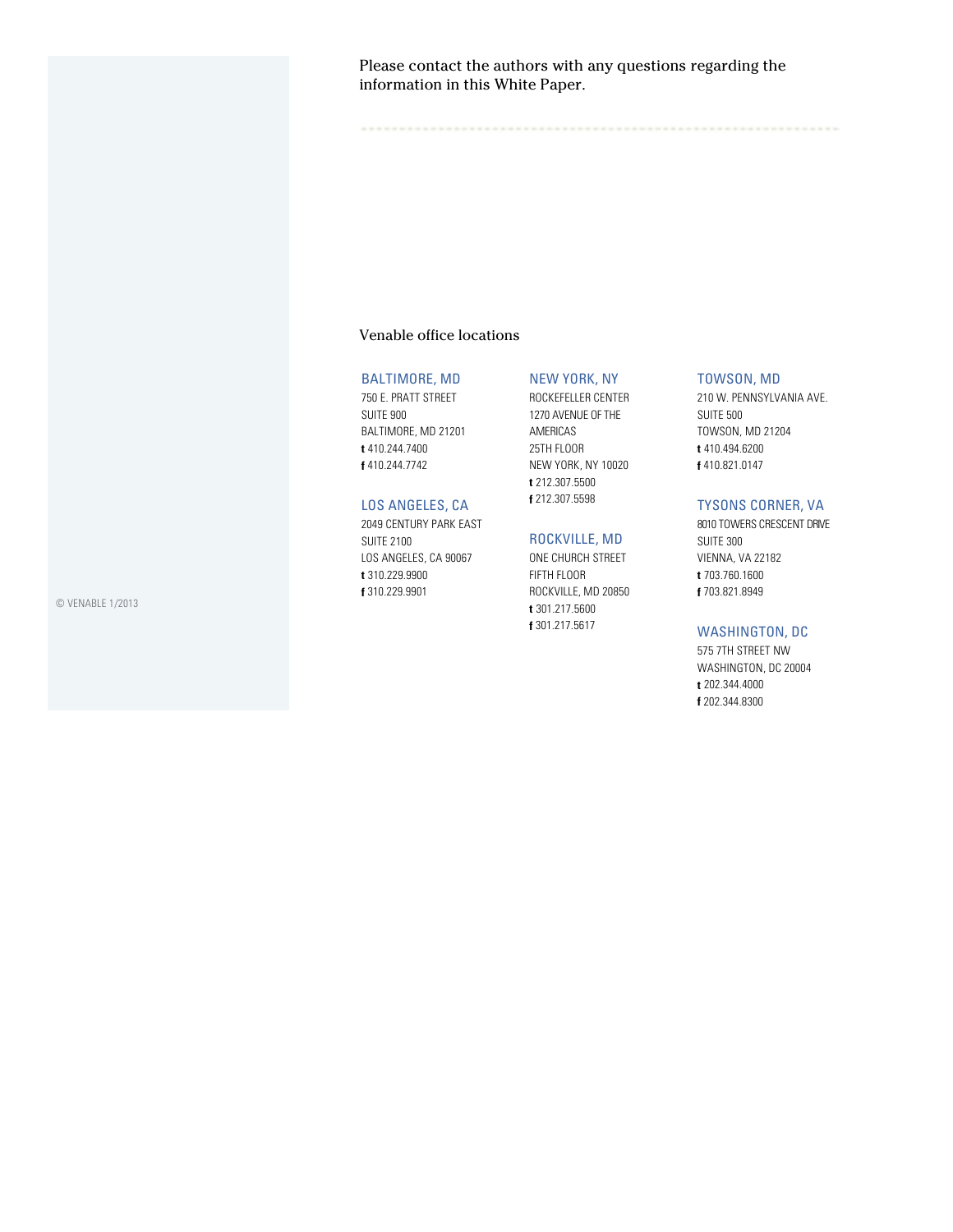Please contact the authors with any questions regarding the information in this White Paper.

Venable office locations

**BALTIMORE, MD**
750 E. PRATT STREET
SUITE 900
BALTIMORE, MD 21201
**t** 410.244.7400
**f** 410.244.7742

**LOS ANGELES, CA**
2049 CENTURY PARK EAST
SUITE 2100
LOS ANGELES, CA 90067
**t** 310.229.9900
**f** 310.229.9901

**NEW YORK, NY**
ROCKEFELLER CENTER
1270 AVENUE OF THE AMERICAS
25TH FLOOR
NEW YORK, NY 10020
**t** 212.307.5500
**f** 212.307.5598

**ROCKVILLE, MD**
ONE CHURCH STREET
FIFTH FLOOR
ROCKVILLE, MD 20850
**t** 301.217.5600
**f** 301.217.5617

**TOWSON, MD**
210 W. PENNSYLVANIA AVE.
SUITE 500
TOWSON, MD 21204
**t** 410.494.6200
**f** 410.821.0147

**TYSONS CORNER, VA**
8010 TOWERS CRESCENT DRIVE
SUITE 300
VIENNA, VA 22182
**t** 703.760.1600
**f** 703.821.8949

**WASHINGTON, DC**
575 7TH STREET NW
WASHINGTON, DC 20004
**t** 202.344.4000
**f** 202.344.8300

© VENABLE 1/2013